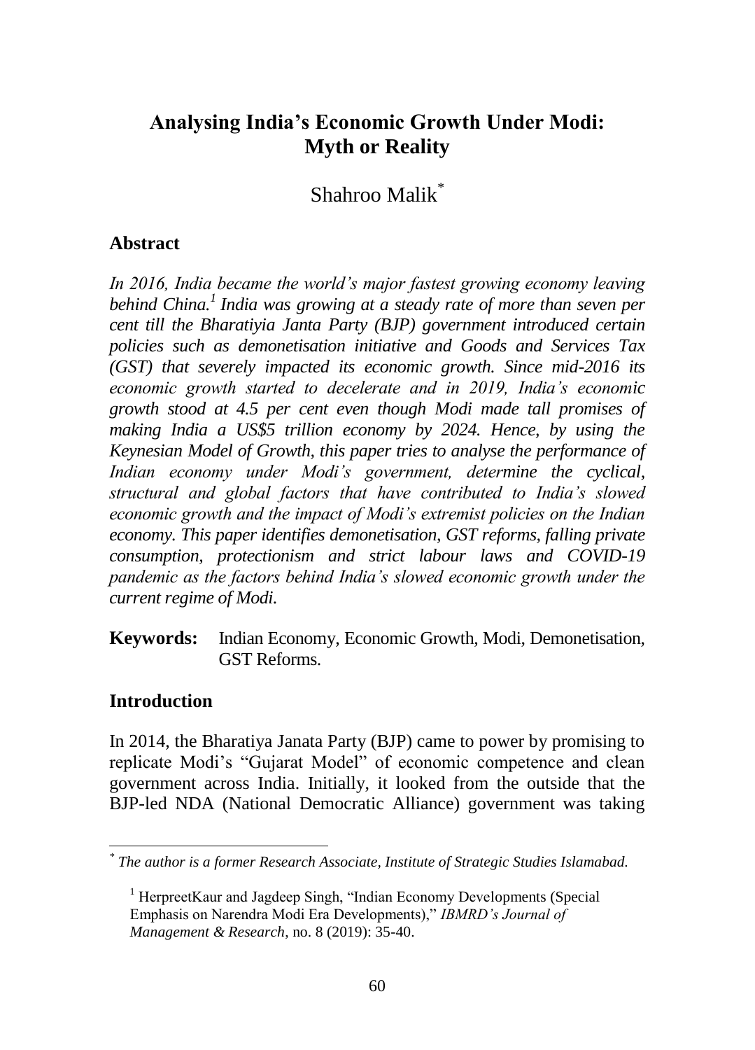# Analysing India's Economic Growth Under Modi: Myth or Reality

Shahroo Malik[*]

## Abstract

*In 2016, India became the world's major fastest growing economy leaving behind China.[1] India was growing at a steady rate of more than seven per cent till the Bharatiyia Janta Party (BJP) government introduced certain policies such as demonetisation initiative and Goods and Services Tax (GST) that severely impacted its economic growth. Since mid-2016 its economic growth started to decelerate and in 2019, India's economic growth stood at 4.5 per cent even though Modi made tall promises of making India a US$5 trillion economy by 2024. Hence, by using the Keynesian Model of Growth, this paper tries to analyse the performance of Indian economy under Modi's government, determine the cyclical, structural and global factors that have contributed to India's slowed economic growth and the impact of Modi's extremist policies on the Indian economy. This paper identifies demonetisation, GST reforms, falling private consumption, protectionism and strict labour laws and COVID-19 pandemic as the factors behind India's slowed economic growth under the current regime of Modi.*

**Keywords:** Indian Economy, Economic Growth, Modi, Demonetisation, GST Reforms.

## Introduction

In 2014, the Bharatiya Janata Party (BJP) came to power by promising to replicate Modi's "Gujarat Model" of economic competence and clean government across India. Initially, it looked from the outside that the BJP-led NDA (National Democratic Alliance) government was taking

---

[*] *The author is a former Research Associate, Institute of Strategic Studies Islamabad.*

[1] HerpreetKaur and Jagdeep Singh, "Indian Economy Developments (Special Emphasis on Narendra Modi Era Developments)," *IBMRD's Journal of Management & Research*, no. 8 (2019): 35-40.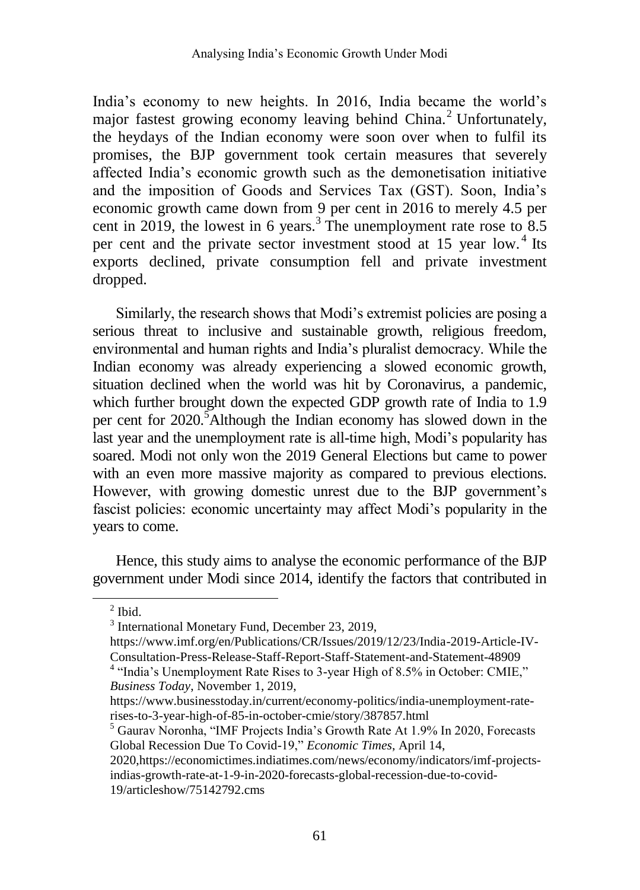India's economy to new heights. In 2016, India became the world's major fastest growing economy leaving behind China.[2] Unfortunately, the heydays of the Indian economy were soon over when to fulfil its promises, the BJP government took certain measures that severely affected India's economic growth such as the demonetisation initiative and the imposition of Goods and Services Tax (GST). Soon, India's economic growth came down from 9 per cent in 2016 to merely 4.5 per cent in 2019, the lowest in 6 years.[3] The unemployment rate rose to 8.5 per cent and the private sector investment stood at 15 year low.[4] Its exports declined, private consumption fell and private investment dropped.

Similarly, the research shows that Modi's extremist policies are posing a serious threat to inclusive and sustainable growth, religious freedom, environmental and human rights and India's pluralist democracy. While the Indian economy was already experiencing a slowed economic growth, situation declined when the world was hit by Coronavirus, a pandemic, which further brought down the expected GDP growth rate of India to 1.9 per cent for 2020.[5]Although the Indian economy has slowed down in the last year and the unemployment rate is all-time high, Modi's popularity has soared. Modi not only won the 2019 General Elections but came to power with an even more massive majority as compared to previous elections. However, with growing domestic unrest due to the BJP government's fascist policies: economic uncertainty may affect Modi's popularity in the years to come.

Hence, this study aims to analyse the economic performance of the BJP government under Modi since 2014, identify the factors that contributed in

---

[2] Ibid.

[3] International Monetary Fund, December 23, 2019, https://www.imf.org/en/Publications/CR/Issues/2019/12/23/India-2019-Article-IV-Consultation-Press-Release-Staff-Report-Staff-Statement-and-Statement-48909

[4] "India's Unemployment Rate Rises to 3-year High of 8.5% in October: CMIE," *Business Today*, November 1, 2019, https://www.businesstoday.in/current/economy-politics/india-unemployment-rate-rises-to-3-year-high-of-85-in-october-cmie/story/387857.html

[5] Gaurav Noronha, "IMF Projects India's Growth Rate At 1.9% In 2020, Forecasts Global Recession Due To Covid-19," *Economic Times*, April 14, 2020,https://economictimes.indiatimes.com/news/economy/indicators/imf-projects-indias-growth-rate-at-1-9-in-2020-forecasts-global-recession-due-to-covid-19/articleshow/75142792.cms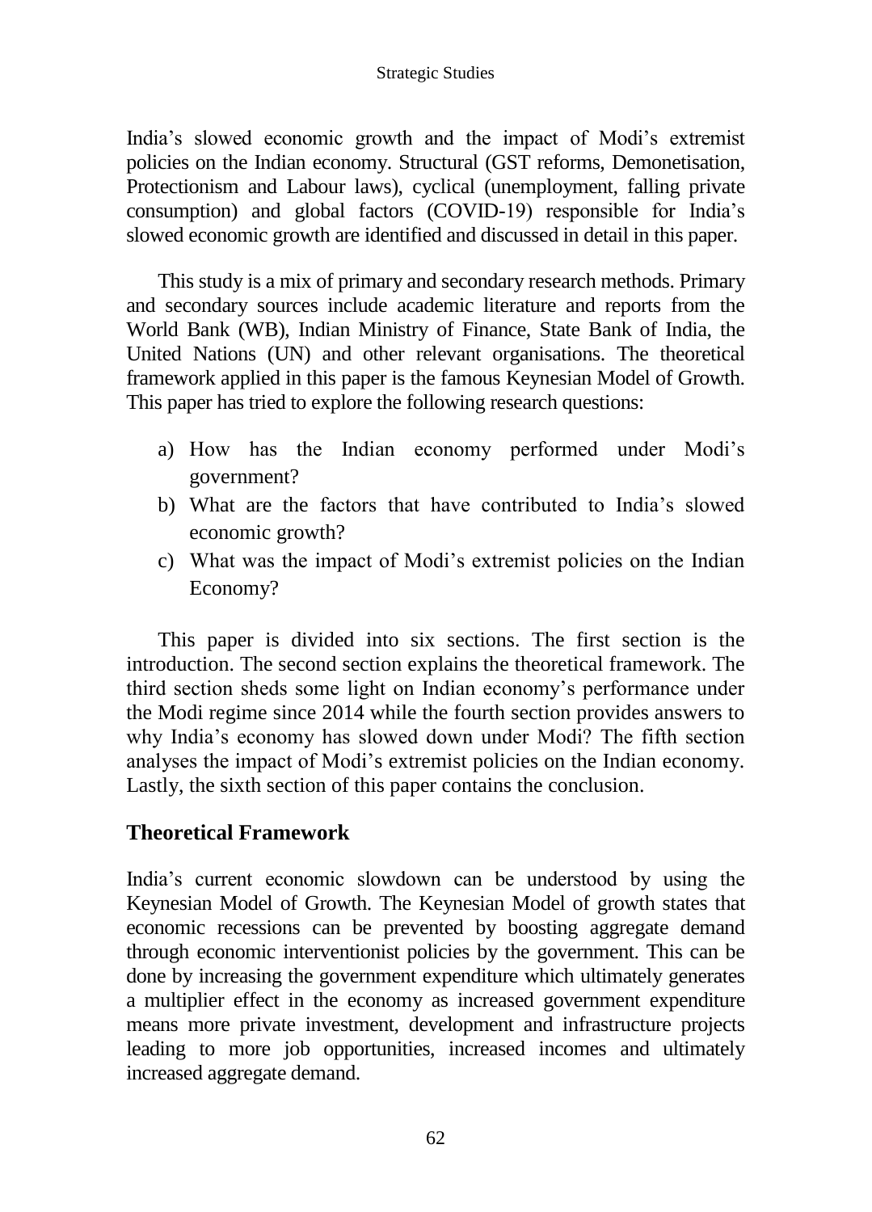India's slowed economic growth and the impact of Modi's extremist policies on the Indian economy. Structural (GST reforms, Demonetisation, Protectionism and Labour laws), cyclical (unemployment, falling private consumption) and global factors (COVID-19) responsible for India's slowed economic growth are identified and discussed in detail in this paper.

This study is a mix of primary and secondary research methods. Primary and secondary sources include academic literature and reports from the World Bank (WB), Indian Ministry of Finance, State Bank of India, the United Nations (UN) and other relevant organisations. The theoretical framework applied in this paper is the famous Keynesian Model of Growth. This paper has tried to explore the following research questions:

a) How has the Indian economy performed under Modi's government?
b) What are the factors that have contributed to India's slowed economic growth?
c) What was the impact of Modi's extremist policies on the Indian Economy?

This paper is divided into six sections. The first section is the introduction. The second section explains the theoretical framework. The third section sheds some light on Indian economy's performance under the Modi regime since 2014 while the fourth section provides answers to why India's economy has slowed down under Modi? The fifth section analyses the impact of Modi's extremist policies on the Indian economy. Lastly, the sixth section of this paper contains the conclusion.

## Theoretical Framework

India's current economic slowdown can be understood by using the Keynesian Model of Growth. The Keynesian Model of growth states that economic recessions can be prevented by boosting aggregate demand through economic interventionist policies by the government. This can be done by increasing the government expenditure which ultimately generates a multiplier effect in the economy as increased government expenditure means more private investment, development and infrastructure projects leading to more job opportunities, increased incomes and ultimately increased aggregate demand.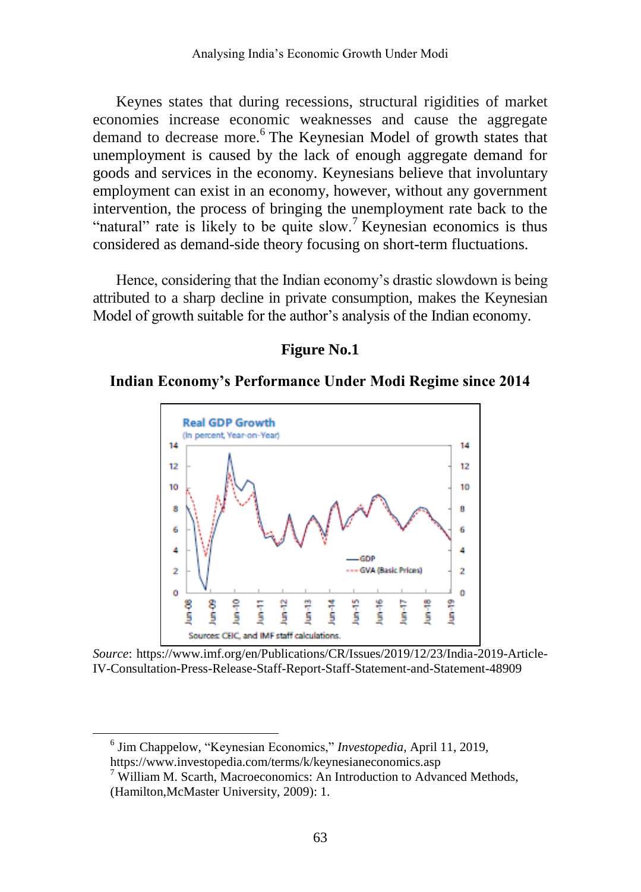Keynes states that during recessions, structural rigidities of market economies increase economic weaknesses and cause the aggregate demand to decrease more.[6] The Keynesian Model of growth states that unemployment is caused by the lack of enough aggregate demand for goods and services in the economy. Keynesians believe that involuntary employment can exist in an economy, however, without any government intervention, the process of bringing the unemployment rate back to the "natural" rate is likely to be quite slow.[7] Keynesian economics is thus considered as demand-side theory focusing on short-term fluctuations.

Hence, considering that the Indian economy's drastic slowdown is being attributed to a sharp decline in private consumption, makes the Keynesian Model of growth suitable for the author's analysis of the Indian economy.

**Figure No.1**

**Indian Economy's Performance Under Modi Regime since 2014**

Real GDP Growth

(In percent, Year-on-Year)

Sources: CEIC, and IMF staff calculations.

*Source*: https://www.imf.org/en/Publications/CR/Issues/2019/12/23/India-2019-Article-IV-Consultation-Press-Release-Staff-Report-Staff-Statement-and-Statement-48909

---

[6] Jim Chappelow, "Keynesian Economics," *Investopedia*, April 11, 2019, https://www.investopedia.com/terms/k/keynesianeconomics.asp

[7] William M. Scarth, Macroeconomics: An Introduction to Advanced Methods, (Hamilton,McMaster University, 2009): 1.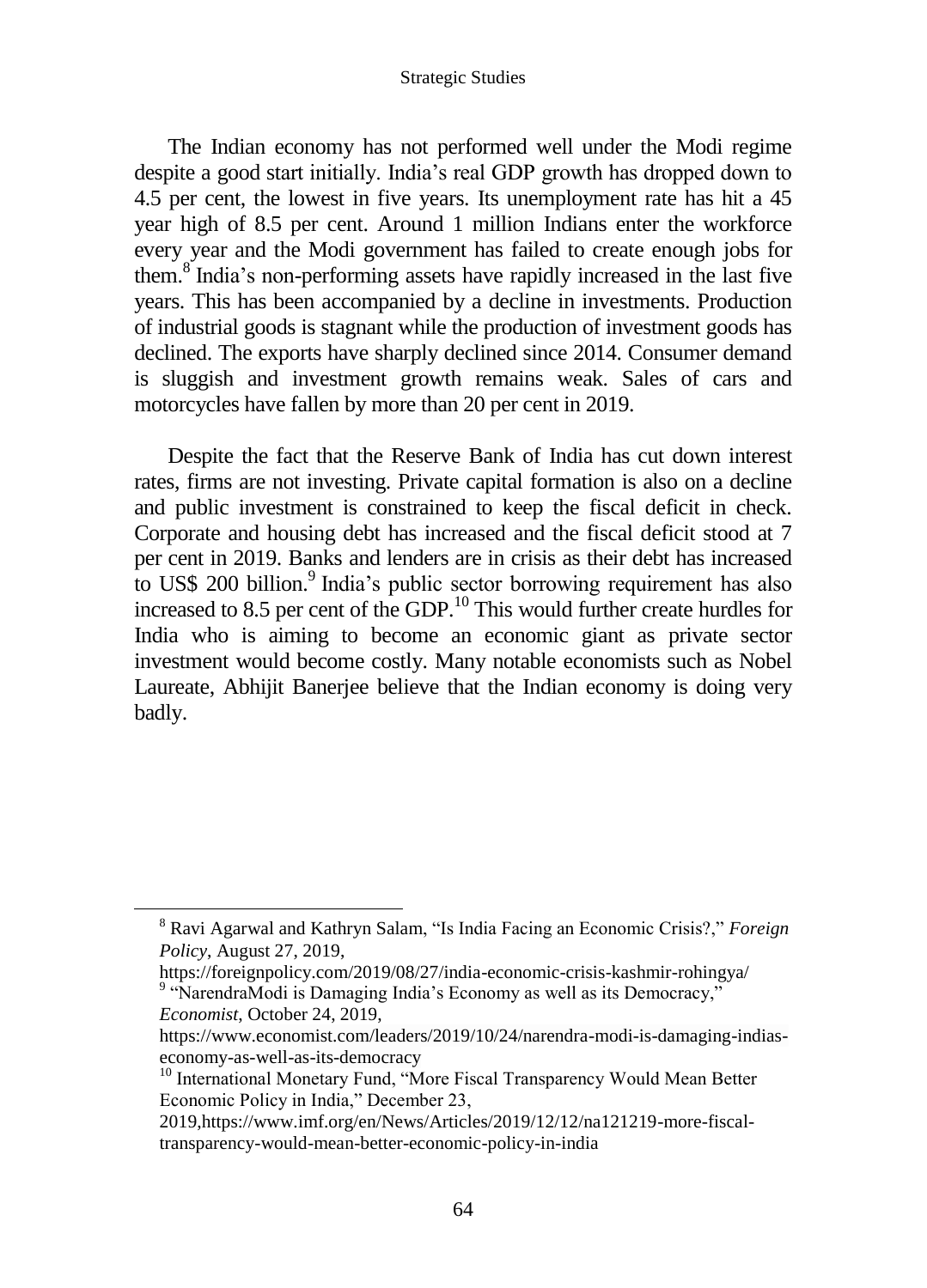The Indian economy has not performed well under the Modi regime despite a good start initially. India's real GDP growth has dropped down to 4.5 per cent, the lowest in five years. Its unemployment rate has hit a 45 year high of 8.5 per cent. Around 1 million Indians enter the workforce every year and the Modi government has failed to create enough jobs for them.[8] India's non-performing assets have rapidly increased in the last five years. This has been accompanied by a decline in investments. Production of industrial goods is stagnant while the production of investment goods has declined. The exports have sharply declined since 2014. Consumer demand is sluggish and investment growth remains weak. Sales of cars and motorcycles have fallen by more than 20 per cent in 2019.

Despite the fact that the Reserve Bank of India has cut down interest rates, firms are not investing. Private capital formation is also on a decline and public investment is constrained to keep the fiscal deficit in check. Corporate and housing debt has increased and the fiscal deficit stood at 7 per cent in 2019. Banks and lenders are in crisis as their debt has increased to US$ 200 billion.[9] India's public sector borrowing requirement has also increased to 8.5 per cent of the GDP.[10] This would further create hurdles for India who is aiming to become an economic giant as private sector investment would become costly. Many notable economists such as Nobel Laureate, Abhijit Banerjee believe that the Indian economy is doing very badly.

---

[8] Ravi Agarwal and Kathryn Salam, "Is India Facing an Economic Crisis?," *Foreign Policy*, August 27, 2019, https://foreignpolicy.com/2019/08/27/india-economic-crisis-kashmir-rohingya/

[9] "NarendraModi is Damaging India's Economy as well as its Democracy," *Economist*, October 24, 2019, https://www.economist.com/leaders/2019/10/24/narendra-modi-is-damaging-indias-economy-as-well-as-its-democracy

[10] International Monetary Fund, "More Fiscal Transparency Would Mean Better Economic Policy in India," December 23, 2019,https://www.imf.org/en/News/Articles/2019/12/12/na121219-more-fiscal-transparency-would-mean-better-economic-policy-in-india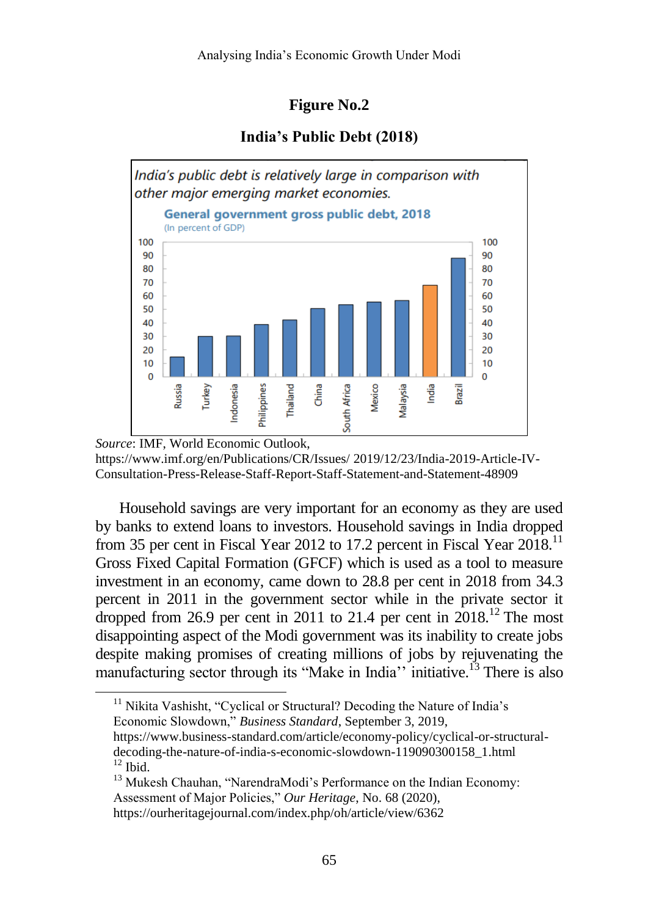**Figure No.2**

**India's Public Debt (2018)**

*Source*: IMF, World Economic Outlook, https://www.imf.org/en/Publications/CR/Issues/ 2019/12/23/India-2019-Article-IV-Consultation-Press-Release-Staff-Report-Staff-Statement-and-Statement-48909

Household savings are very important for an economy as they are used by banks to extend loans to investors. Household savings in India dropped from 35 per cent in Fiscal Year 2012 to 17.2 percent in Fiscal Year 2018.[11] Gross Fixed Capital Formation (GFCF) which is used as a tool to measure investment in an economy, came down to 28.8 per cent in 2018 from 34.3 percent in 2011 in the government sector while in the private sector it dropped from 26.9 per cent in 2011 to 21.4 per cent in 2018.[12] The most disappointing aspect of the Modi government was its inability to create jobs despite making promises of creating millions of jobs by rejuvenating the manufacturing sector through its "Make in India'' initiative.[13] There is also

---

[11] Nikita Vashisht, "Cyclical or Structural? Decoding the Nature of India's Economic Slowdown," *Business Standard*, September 3, 2019, https://www.business-standard.com/article/economy-policy/cyclical-or-structural-decoding-the-nature-of-india-s-economic-slowdown-119090300158_1.html

[12] Ibid.

[13] Mukesh Chauhan, "NarendraModi's Performance on the Indian Economy: Assessment of Major Policies," *Our Heritage*, No. 68 (2020), https://ourheritagejournal.com/index.php/oh/article/view/6362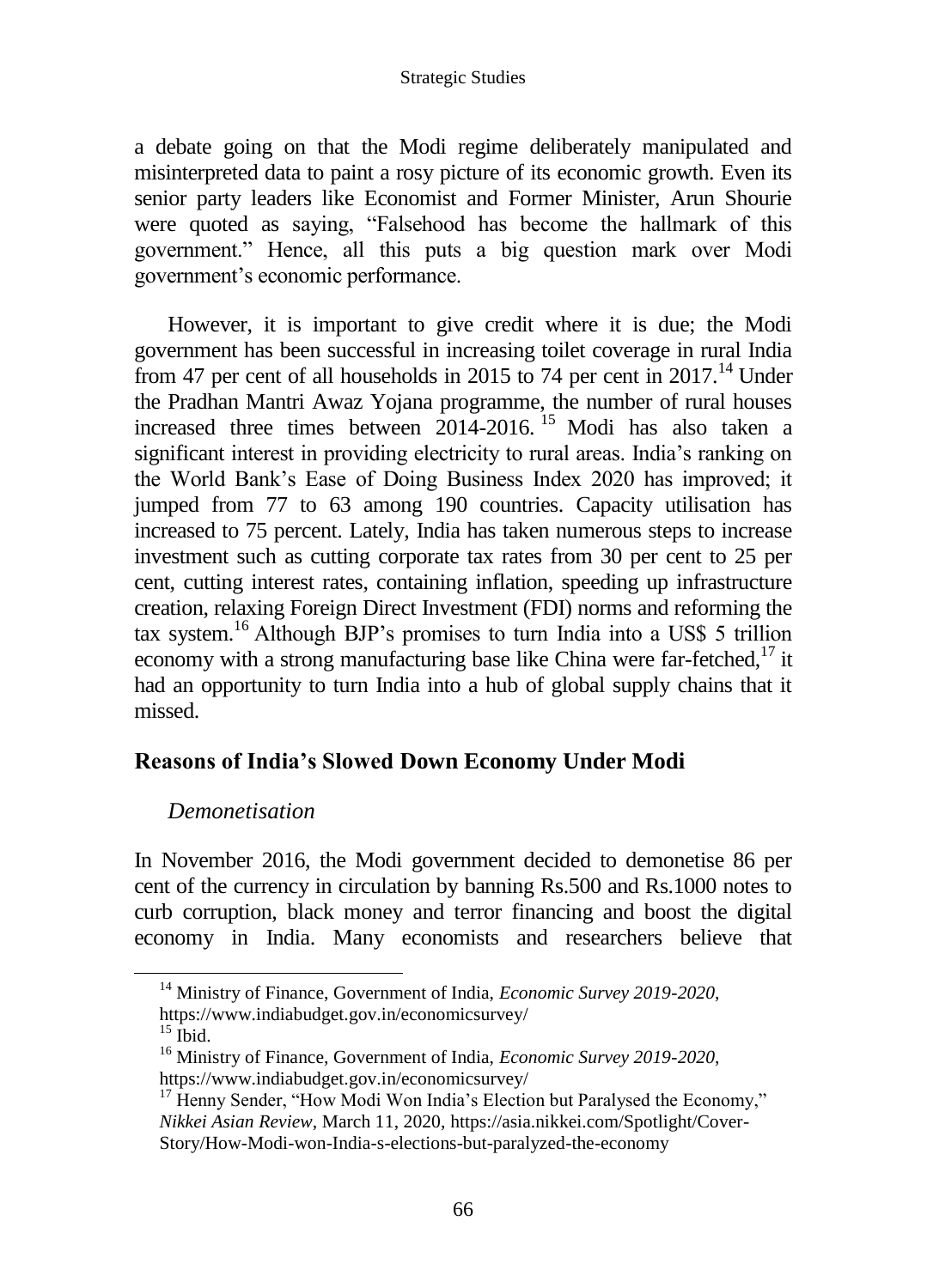a debate going on that the Modi regime deliberately manipulated and misinterpreted data to paint a rosy picture of its economic growth. Even its senior party leaders like Economist and Former Minister, Arun Shourie were quoted as saying, "Falsehood has become the hallmark of this government." Hence, all this puts a big question mark over Modi government's economic performance.

However, it is important to give credit where it is due; the Modi government has been successful in increasing toilet coverage in rural India from 47 per cent of all households in 2015 to 74 per cent in 2017.[14] Under the Pradhan Mantri Awaz Yojana programme, the number of rural houses increased three times between 2014-2016.[15] Modi has also taken a significant interest in providing electricity to rural areas. India's ranking on the World Bank's Ease of Doing Business Index 2020 has improved; it jumped from 77 to 63 among 190 countries. Capacity utilisation has increased to 75 percent. Lately, India has taken numerous steps to increase investment such as cutting corporate tax rates from 30 per cent to 25 per cent, cutting interest rates, containing inflation, speeding up infrastructure creation, relaxing Foreign Direct Investment (FDI) norms and reforming the tax system.[16] Although BJP's promises to turn India into a US$ 5 trillion economy with a strong manufacturing base like China were far-fetched,[17] it had an opportunity to turn India into a hub of global supply chains that it missed.

## Reasons of India's Slowed Down Economy Under Modi

### *Demonetisation*

In November 2016, the Modi government decided to demonetise 86 per cent of the currency in circulation by banning Rs.500 and Rs.1000 notes to curb corruption, black money and terror financing and boost the digital economy in India. Many economists and researchers believe that

---

[14] Ministry of Finance, Government of India, *Economic Survey 2019-2020*, https://www.indiabudget.gov.in/economicsurvey/

[15] Ibid.

[16] Ministry of Finance, Government of India, *Economic Survey 2019-2020*, https://www.indiabudget.gov.in/economicsurvey/

[17] Henny Sender, "How Modi Won India's Election but Paralysed the Economy," *Nikkei Asian Review*, March 11, 2020, https://asia.nikkei.com/Spotlight/Cover-Story/How-Modi-won-India-s-elections-but-paralyzed-the-economy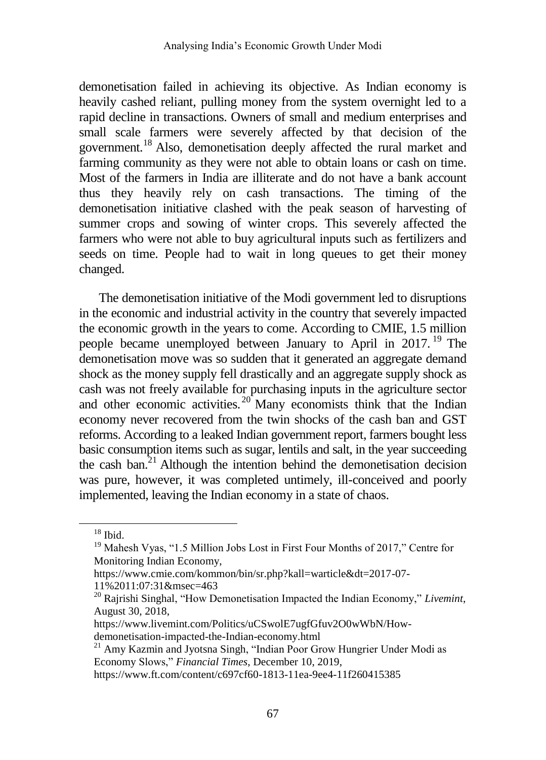demonetisation failed in achieving its objective. As Indian economy is heavily cashed reliant, pulling money from the system overnight led to a rapid decline in transactions. Owners of small and medium enterprises and small scale farmers were severely affected by that decision of the government.[18] Also, demonetisation deeply affected the rural market and farming community as they were not able to obtain loans or cash on time. Most of the farmers in India are illiterate and do not have a bank account thus they heavily rely on cash transactions. The timing of the demonetisation initiative clashed with the peak season of harvesting of summer crops and sowing of winter crops. This severely affected the farmers who were not able to buy agricultural inputs such as fertilizers and seeds on time. People had to wait in long queues to get their money changed.

The demonetisation initiative of the Modi government led to disruptions in the economic and industrial activity in the country that severely impacted the economic growth in the years to come. According to CMIE, 1.5 million people became unemployed between January to April in 2017.[19] The demonetisation move was so sudden that it generated an aggregate demand shock as the money supply fell drastically and an aggregate supply shock as cash was not freely available for purchasing inputs in the agriculture sector and other economic activities.[20] Many economists think that the Indian economy never recovered from the twin shocks of the cash ban and GST reforms. According to a leaked Indian government report, farmers bought less basic consumption items such as sugar, lentils and salt, in the year succeeding the cash ban.[21] Although the intention behind the demonetisation decision was pure, however, it was completed untimely, ill-conceived and poorly implemented, leaving the Indian economy in a state of chaos.

---

[18] Ibid.

[19] Mahesh Vyas, "1.5 Million Jobs Lost in First Four Months of 2017," Centre for Monitoring Indian Economy, https://www.cmie.com/kommon/bin/sr.php?kall=warticle&dt=2017-07-11%2011:07:31&msec=463

[20] Rajrishi Singhal, "How Demonetisation Impacted the Indian Economy," *Livemint*, August 30, 2018, https://www.livemint.com/Politics/uCSwolE7ugfGfuv2O0wWbN/How-demonetisation-impacted-the-Indian-economy.html

[21] Amy Kazmin and Jyotsna Singh, "Indian Poor Grow Hungrier Under Modi as Economy Slows," *Financial Times*, December 10, 2019, https://www.ft.com/content/c697cf60-1813-11ea-9ee4-11f260415385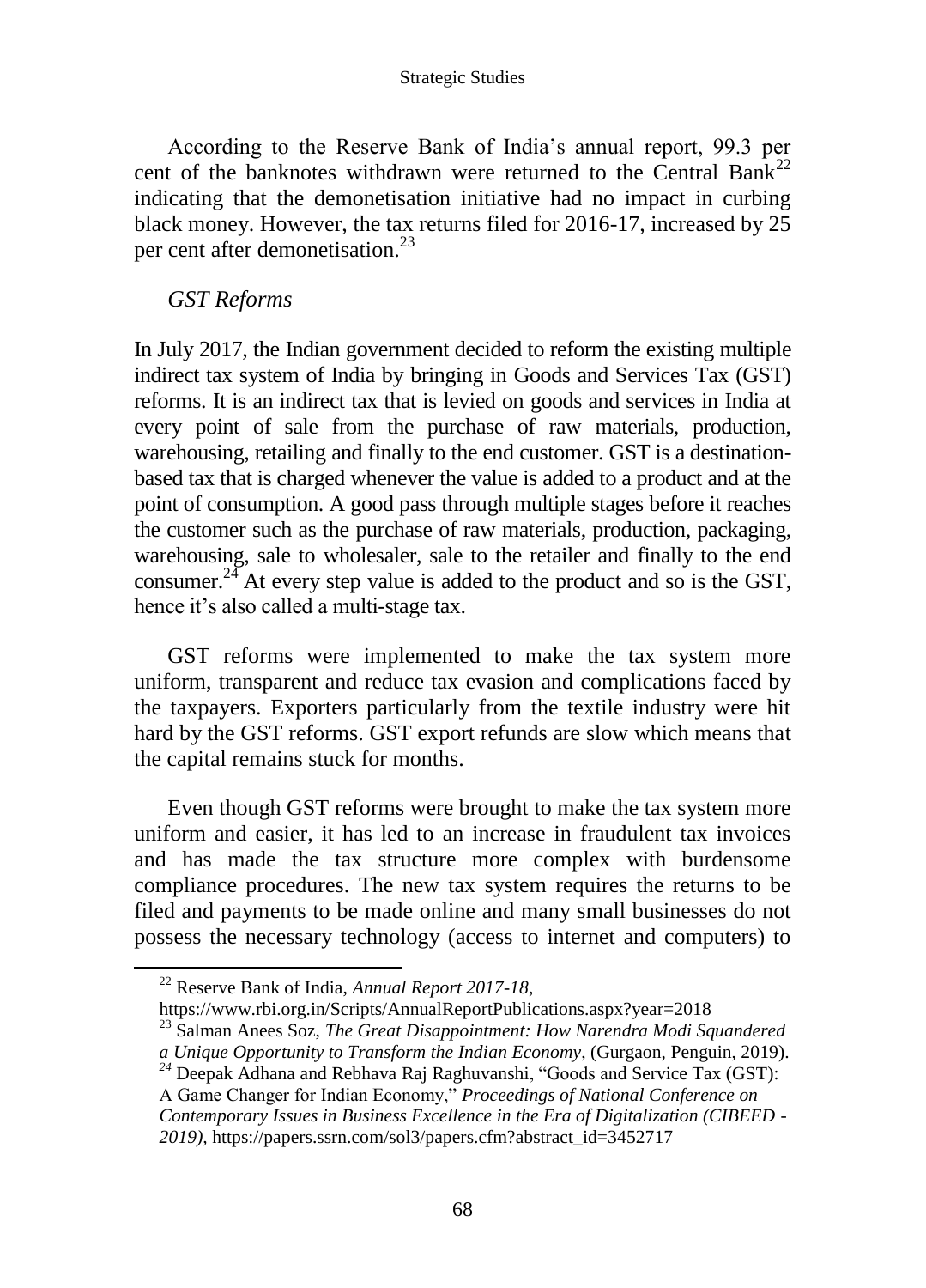According to the Reserve Bank of India's annual report, 99.3 per cent of the banknotes withdrawn were returned to the Central Bank[22] indicating that the demonetisation initiative had no impact in curbing black money. However, the tax returns filed for 2016-17, increased by 25 per cent after demonetisation.[23]

### *GST Reforms*

In July 2017, the Indian government decided to reform the existing multiple indirect tax system of India by bringing in Goods and Services Tax (GST) reforms. It is an indirect tax that is levied on goods and services in India at every point of sale from the purchase of raw materials, production, warehousing, retailing and finally to the end customer. GST is a destination-based tax that is charged whenever the value is added to a product and at the point of consumption. A good pass through multiple stages before it reaches the customer such as the purchase of raw materials, production, packaging, warehousing, sale to wholesaler, sale to the retailer and finally to the end consumer.[24] At every step value is added to the product and so is the GST, hence it's also called a multi-stage tax.

GST reforms were implemented to make the tax system more uniform, transparent and reduce tax evasion and complications faced by the taxpayers. Exporters particularly from the textile industry were hit hard by the GST reforms. GST export refunds are slow which means that the capital remains stuck for months.

Even though GST reforms were brought to make the tax system more uniform and easier, it has led to an increase in fraudulent tax invoices and has made the tax structure more complex with burdensome compliance procedures. The new tax system requires the returns to be filed and payments to be made online and many small businesses do not possess the necessary technology (access to internet and computers) to

---

[22] Reserve Bank of India, *Annual Report 2017-18*, https://www.rbi.org.in/Scripts/AnnualReportPublications.aspx?year=2018

[23] Salman Anees Soz, *The Great Disappointment: How Narendra Modi Squandered a Unique Opportunity to Transform the Indian Economy*, (Gurgaon, Penguin, 2019).

[24] Deepak Adhana and Rebhava Raj Raghuvanshi, "Goods and Service Tax (GST): A Game Changer for Indian Economy," *Proceedings of National Conference on Contemporary Issues in Business Excellence in the Era of Digitalization (CIBEED - 2019)*, https://papers.ssrn.com/sol3/papers.cfm?abstract_id=3452717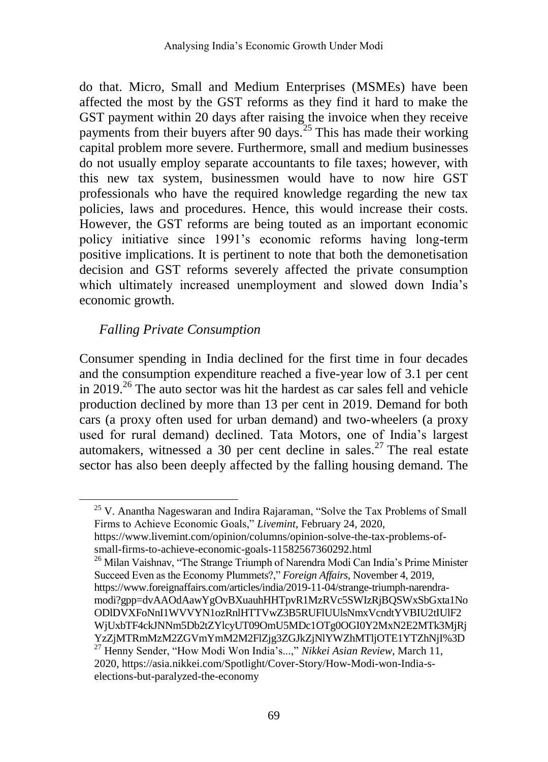do that. Micro, Small and Medium Enterprises (MSMEs) have been affected the most by the GST reforms as they find it hard to make the GST payment within 20 days after raising the invoice when they receive payments from their buyers after 90 days.[25] This has made their working capital problem more severe. Furthermore, small and medium businesses do not usually employ separate accountants to file taxes; however, with this new tax system, businessmen would have to now hire GST professionals who have the required knowledge regarding the new tax policies, laws and procedures. Hence, this would increase their costs. However, the GST reforms are being touted as an important economic policy initiative since 1991's economic reforms having long-term positive implications. It is pertinent to note that both the demonetisation decision and GST reforms severely affected the private consumption which ultimately increased unemployment and slowed down India's economic growth.

### *Falling Private Consumption*

Consumer spending in India declined for the first time in four decades and the consumption expenditure reached a five-year low of 3.1 per cent in 2019.[26] The auto sector was hit the hardest as car sales fell and vehicle production declined by more than 13 per cent in 2019. Demand for both cars (a proxy often used for urban demand) and two-wheelers (a proxy used for rural demand) declined. Tata Motors, one of India's largest automakers, witnessed a 30 per cent decline in sales.[27] The real estate sector has also been deeply affected by the falling housing demand. The

---

[25] V. Anantha Nageswaran and Indira Rajaraman, "Solve the Tax Problems of Small Firms to Achieve Economic Goals," *Livemint*, February 24, 2020, https://www.livemint.com/opinion/columns/opinion-solve-the-tax-problems-of-small-firms-to-achieve-economic-goals-11582567360292.html

[26] Milan Vaishnav, "The Strange Triumph of Narendra Modi Can India's Prime Minister Succeed Even as the Economy Plummets?," *Foreign Affairs*, November 4, 2019, https://www.foreignaffairs.com/articles/india/2019-11-04/strange-triumph-narendra-modi?gpp=dvAAOdAawYgOvBXuauhHHTpvR1MzRVc5SWIzRjBQSWxSbGxta1NoODlDVXFoNnI1WVVYN1ozRnlHTTVwZ3B5RUFlUUlsNmxVcndtYVBIU2tIUlF2WjUxbTF4ckJNNm5Db2tZYlcyUT09OmU5MDc1OTg0OGI0Y2MxN2E2MTk3MjRjYzZjMTRmMzM2ZGVmYmM2M2FlZjg3ZGJkZjNlYWZhMTljOTE1YTZhNjI%3D

[27] Henny Sender, "How Modi Won India's...," *Nikkei Asian Review*, March 11, 2020, https://asia.nikkei.com/Spotlight/Cover-Story/How-Modi-won-India-s-elections-but-paralyzed-the-economy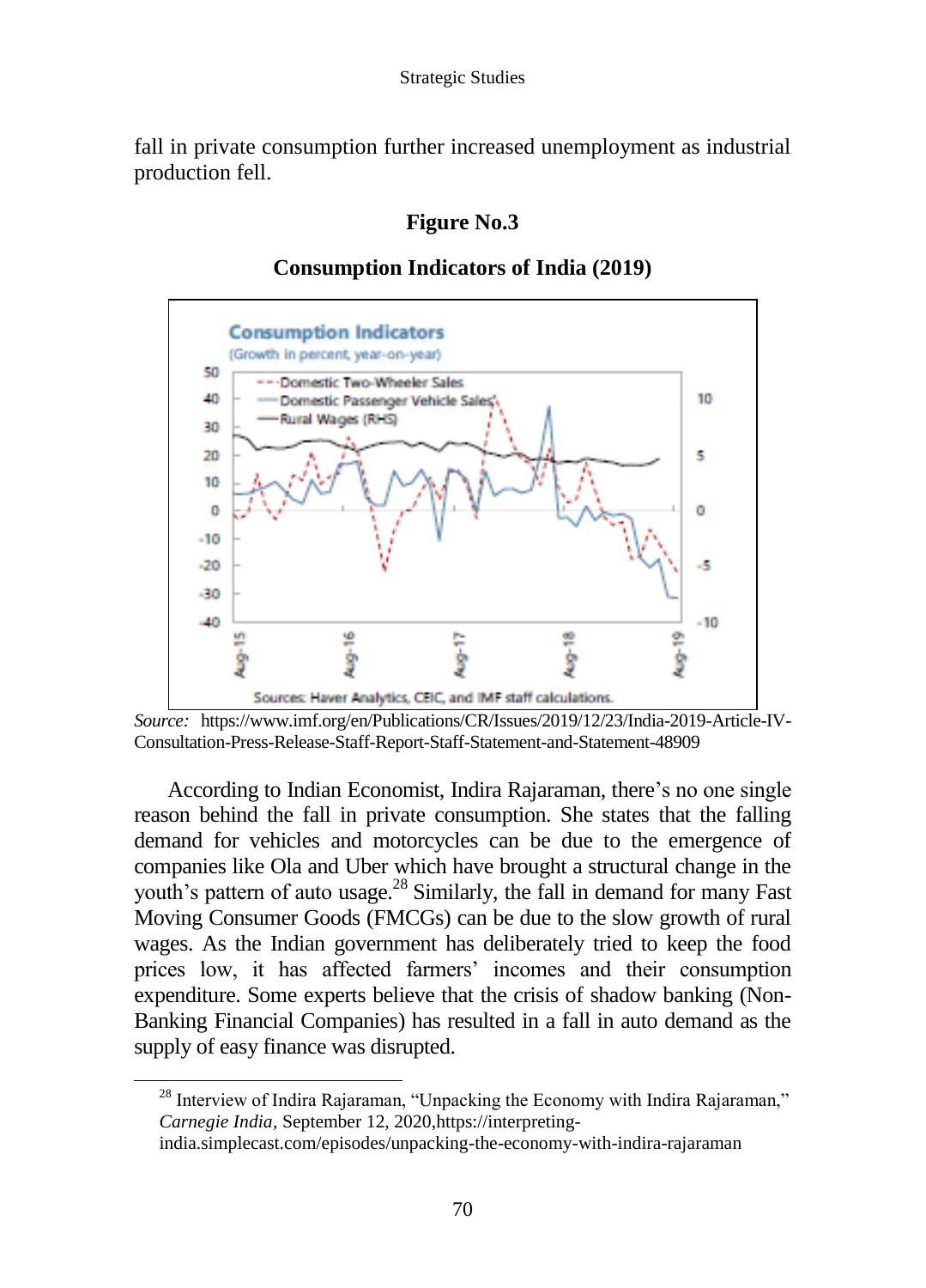fall in private consumption further increased unemployment as industrial production fell.

**Figure No.3**

**Consumption Indicators of India (2019)**

*Source:* https://www.imf.org/en/Publications/CR/Issues/2019/12/23/India-2019-Article-IV-Consultation-Press-Release-Staff-Report-Staff-Statement-and-Statement-48909

According to Indian Economist, Indira Rajaraman, there's no one single reason behind the fall in private consumption. She states that the falling demand for vehicles and motorcycles can be due to the emergence of companies like Ola and Uber which have brought a structural change in the youth's pattern of auto usage.[28] Similarly, the fall in demand for many Fast Moving Consumer Goods (FMCGs) can be due to the slow growth of rural wages. As the Indian government has deliberately tried to keep the food prices low, it has affected farmers' incomes and their consumption expenditure. Some experts believe that the crisis of shadow banking (Non-Banking Financial Companies) has resulted in a fall in auto demand as the supply of easy finance was disrupted.

---

[28] Interview of Indira Rajaraman, "Unpacking the Economy with Indira Rajaraman," *Carnegie India*, September 12, 2020,https://interpreting-india.simplecast.com/episodes/unpacking-the-economy-with-indira-rajaraman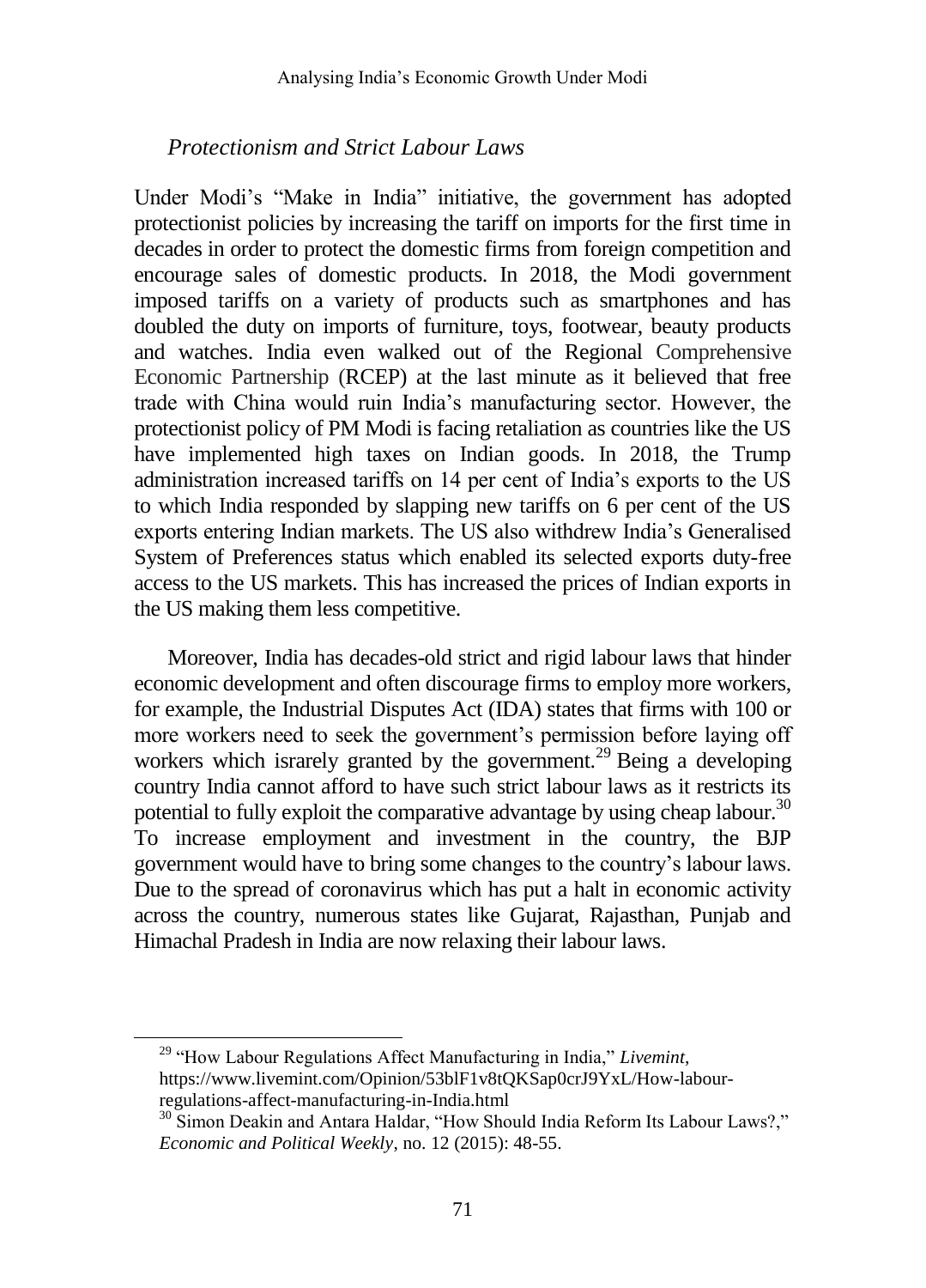### *Protectionism and Strict Labour Laws*

Under Modi's "Make in India" initiative, the government has adopted protectionist policies by increasing the tariff on imports for the first time in decades in order to protect the domestic firms from foreign competition and encourage sales of domestic products. In 2018, the Modi government imposed tariffs on a variety of products such as smartphones and has doubled the duty on imports of furniture, toys, footwear, beauty products and watches. India even walked out of the Regional Comprehensive Economic Partnership (RCEP) at the last minute as it believed that free trade with China would ruin India's manufacturing sector. However, the protectionist policy of PM Modi is facing retaliation as countries like the US have implemented high taxes on Indian goods. In 2018, the Trump administration increased tariffs on 14 per cent of India's exports to the US to which India responded by slapping new tariffs on 6 per cent of the US exports entering Indian markets. The US also withdrew India's Generalised System of Preferences status which enabled its selected exports duty-free access to the US markets. This has increased the prices of Indian exports in the US making them less competitive.

Moreover, India has decades-old strict and rigid labour laws that hinder economic development and often discourage firms to employ more workers, for example, the Industrial Disputes Act (IDA) states that firms with 100 or more workers need to seek the government's permission before laying off workers which israrely granted by the government.[29] Being a developing country India cannot afford to have such strict labour laws as it restricts its potential to fully exploit the comparative advantage by using cheap labour.[30] To increase employment and investment in the country, the BJP government would have to bring some changes to the country's labour laws. Due to the spread of coronavirus which has put a halt in economic activity across the country, numerous states like Gujarat, Rajasthan, Punjab and Himachal Pradesh in India are now relaxing their labour laws.

---

[29] "How Labour Regulations Affect Manufacturing in India," *Livemint*, https://www.livemint.com/Opinion/53blF1v8tQKSap0crJ9YxL/How-labour-regulations-affect-manufacturing-in-India.html

[30] Simon Deakin and Antara Haldar, "How Should India Reform Its Labour Laws?," *Economic and Political Weekly*, no. 12 (2015): 48-55.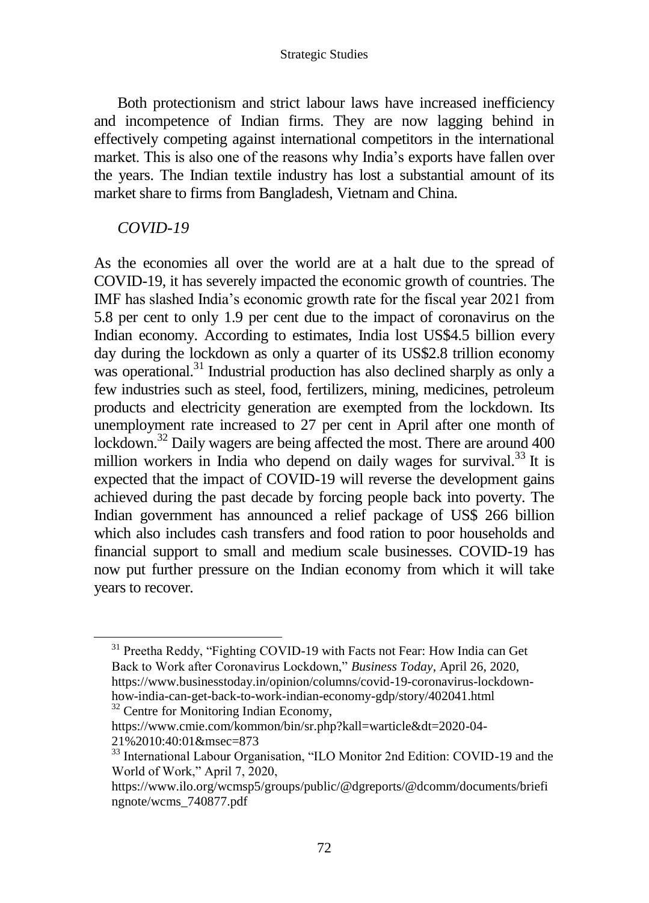Both protectionism and strict labour laws have increased inefficiency and incompetence of Indian firms. They are now lagging behind in effectively competing against international competitors in the international market. This is also one of the reasons why India's exports have fallen over the years. The Indian textile industry has lost a substantial amount of its market share to firms from Bangladesh, Vietnam and China.

*COVID-19*

As the economies all over the world are at a halt due to the spread of COVID-19, it has severely impacted the economic growth of countries. The IMF has slashed India's economic growth rate for the fiscal year 2021 from 5.8 per cent to only 1.9 per cent due to the impact of coronavirus on the Indian economy. According to estimates, India lost US$4.5 billion every day during the lockdown as only a quarter of its US$2.8 trillion economy was operational.[31] Industrial production has also declined sharply as only a few industries such as steel, food, fertilizers, mining, medicines, petroleum products and electricity generation are exempted from the lockdown. Its unemployment rate increased to 27 per cent in April after one month of lockdown.[32] Daily wagers are being affected the most. There are around 400 million workers in India who depend on daily wages for survival.[33] It is expected that the impact of COVID-19 will reverse the development gains achieved during the past decade by forcing people back into poverty. The Indian government has announced a relief package of US$ 266 billion which also includes cash transfers and food ration to poor households and financial support to small and medium scale businesses. COVID-19 has now put further pressure on the Indian economy from which it will take years to recover.

---

[31] Preetha Reddy, "Fighting COVID-19 with Facts not Fear: How India can Get Back to Work after Coronavirus Lockdown," *Business Today*, April 26, 2020, https://www.businesstoday.in/opinion/columns/covid-19-coronavirus-lockdown-how-india-can-get-back-to-work-indian-economy-gdp/story/402041.html

[32] Centre for Monitoring Indian Economy, https://www.cmie.com/kommon/bin/sr.php?kall=warticle&dt=2020-04-21%2010:40:01&msec=873

[33] International Labour Organisation, "ILO Monitor 2nd Edition: COVID-19 and the World of Work," April 7, 2020, https://www.ilo.org/wcmsp5/groups/public/@dgreports/@dcomm/documents/briefingnote/wcms_740877.pdf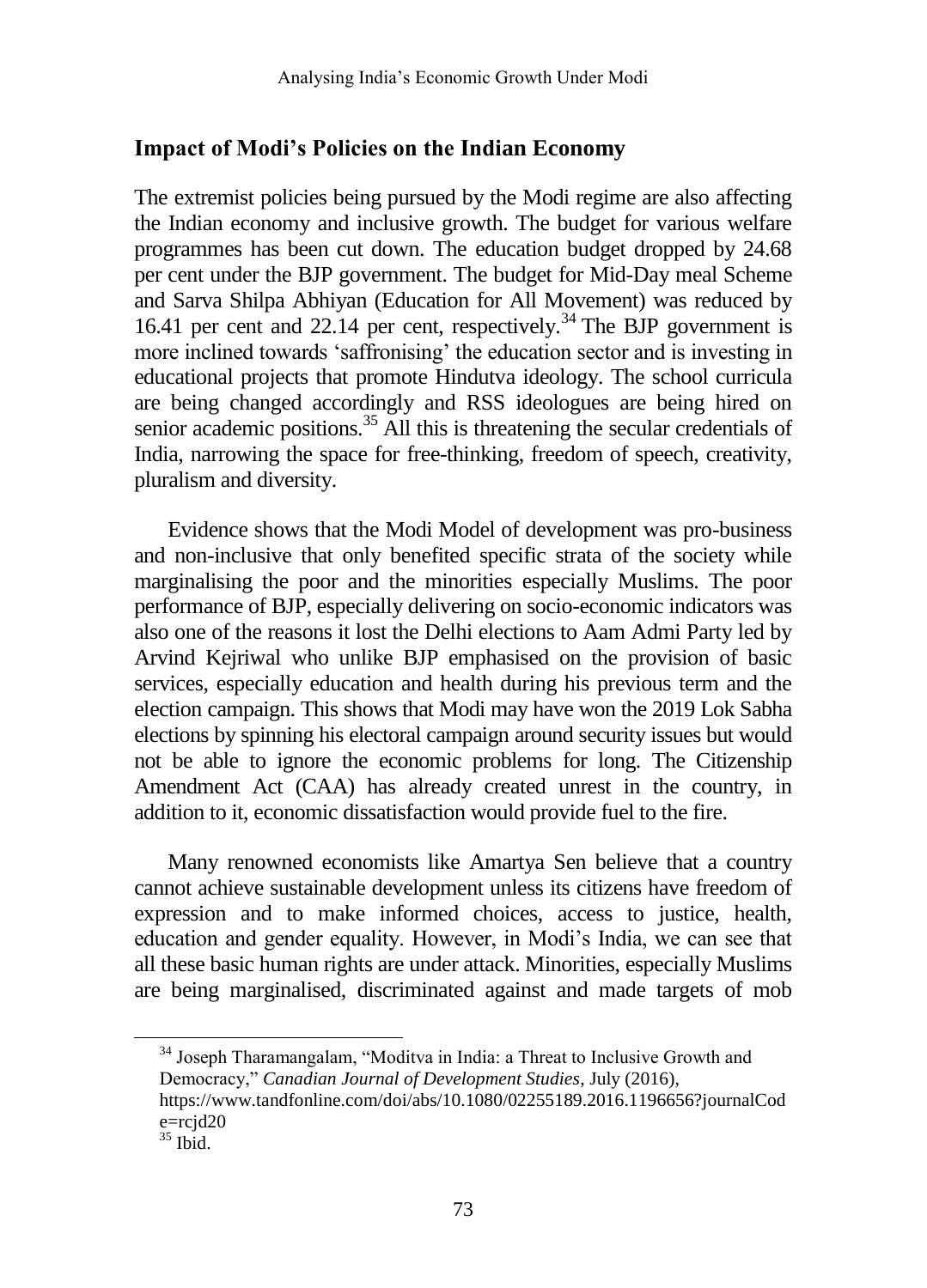## Impact of Modi's Policies on the Indian Economy

The extremist policies being pursued by the Modi regime are also affecting the Indian economy and inclusive growth. The budget for various welfare programmes has been cut down. The education budget dropped by 24.68 per cent under the BJP government. The budget for Mid-Day meal Scheme and Sarva Shilpa Abhiyan (Education for All Movement) was reduced by 16.41 per cent and 22.14 per cent, respectively.[34] The BJP government is more inclined towards 'saffronising' the education sector and is investing in educational projects that promote Hindutva ideology. The school curricula are being changed accordingly and RSS ideologues are being hired on senior academic positions.[35] All this is threatening the secular credentials of India, narrowing the space for free-thinking, freedom of speech, creativity, pluralism and diversity.

Evidence shows that the Modi Model of development was pro-business and non-inclusive that only benefited specific strata of the society while marginalising the poor and the minorities especially Muslims. The poor performance of BJP, especially delivering on socio-economic indicators was also one of the reasons it lost the Delhi elections to Aam Admi Party led by Arvind Kejriwal who unlike BJP emphasised on the provision of basic services, especially education and health during his previous term and the election campaign. This shows that Modi may have won the 2019 Lok Sabha elections by spinning his electoral campaign around security issues but would not be able to ignore the economic problems for long. The Citizenship Amendment Act (CAA) has already created unrest in the country, in addition to it, economic dissatisfaction would provide fuel to the fire.

Many renowned economists like Amartya Sen believe that a country cannot achieve sustainable development unless its citizens have freedom of expression and to make informed choices, access to justice, health, education and gender equality. However, in Modi's India, we can see that all these basic human rights are under attack. Minorities, especially Muslims are being marginalised, discriminated against and made targets of mob

---

[34] Joseph Tharamangalam, "Moditva in India: a Threat to Inclusive Growth and Democracy," *Canadian Journal of Development Studies*, July (2016), https://www.tandfonline.com/doi/abs/10.1080/02255189.2016.1196656?journalCode=rcjd20

[35] Ibid.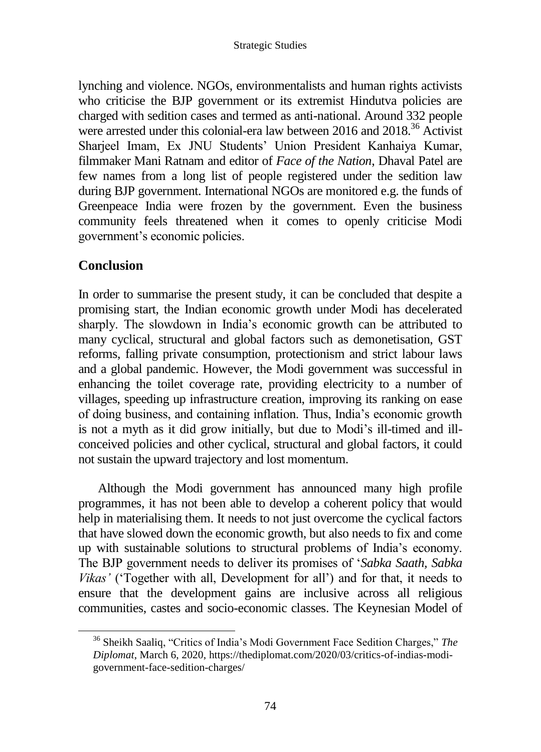lynching and violence. NGOs, environmentalists and human rights activists who criticise the BJP government or its extremist Hindutva policies are charged with sedition cases and termed as anti-national. Around 332 people were arrested under this colonial-era law between 2016 and 2018.[36] Activist Sharjeel Imam, Ex JNU Students' Union President Kanhaiya Kumar, filmmaker Mani Ratnam and editor of *Face of the Nation*, Dhaval Patel are few names from a long list of people registered under the sedition law during BJP government. International NGOs are monitored e.g. the funds of Greenpeace India were frozen by the government. Even the business community feels threatened when it comes to openly criticise Modi government's economic policies.

## Conclusion

In order to summarise the present study, it can be concluded that despite a promising start, the Indian economic growth under Modi has decelerated sharply. The slowdown in India's economic growth can be attributed to many cyclical, structural and global factors such as demonetisation, GST reforms, falling private consumption, protectionism and strict labour laws and a global pandemic. However, the Modi government was successful in enhancing the toilet coverage rate, providing electricity to a number of villages, speeding up infrastructure creation, improving its ranking on ease of doing business, and containing inflation. Thus, India's economic growth is not a myth as it did grow initially, but due to Modi's ill-timed and ill-conceived policies and other cyclical, structural and global factors, it could not sustain the upward trajectory and lost momentum.

Although the Modi government has announced many high profile programmes, it has not been able to develop a coherent policy that would help in materialising them. It needs to not just overcome the cyclical factors that have slowed down the economic growth, but also needs to fix and come up with sustainable solutions to structural problems of India's economy. The BJP government needs to deliver its promises of '*Sabka Saath, Sabka Vikas'* ('Together with all, Development for all') and for that, it needs to ensure that the development gains are inclusive across all religious communities, castes and socio-economic classes. The Keynesian Model of

---

[36] Sheikh Saaliq, "Critics of India's Modi Government Face Sedition Charges," *The Diplomat*, March 6, 2020, https://thediplomat.com/2020/03/critics-of-indias-modi-government-face-sedition-charges/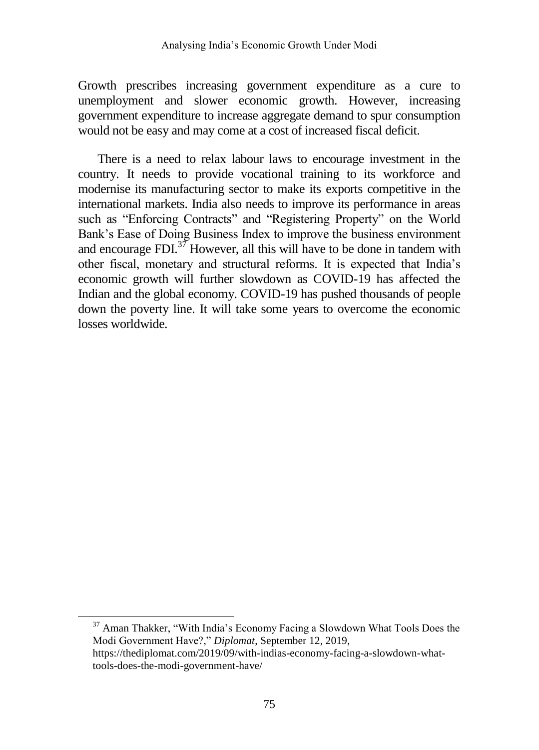Growth prescribes increasing government expenditure as a cure to unemployment and slower economic growth. However, increasing government expenditure to increase aggregate demand to spur consumption would not be easy and may come at a cost of increased fiscal deficit.

There is a need to relax labour laws to encourage investment in the country. It needs to provide vocational training to its workforce and modernise its manufacturing sector to make its exports competitive in the international markets. India also needs to improve its performance in areas such as "Enforcing Contracts" and "Registering Property" on the World Bank's Ease of Doing Business Index to improve the business environment and encourage FDI.[37] However, all this will have to be done in tandem with other fiscal, monetary and structural reforms. It is expected that India's economic growth will further slowdown as COVID-19 has affected the Indian and the global economy. COVID-19 has pushed thousands of people down the poverty line. It will take some years to overcome the economic losses worldwide.

---

[37] Aman Thakker, "With India's Economy Facing a Slowdown What Tools Does the Modi Government Have?," *Diplomat*, September 12, 2019, https://thediplomat.com/2019/09/with-indias-economy-facing-a-slowdown-what-tools-does-the-modi-government-have/